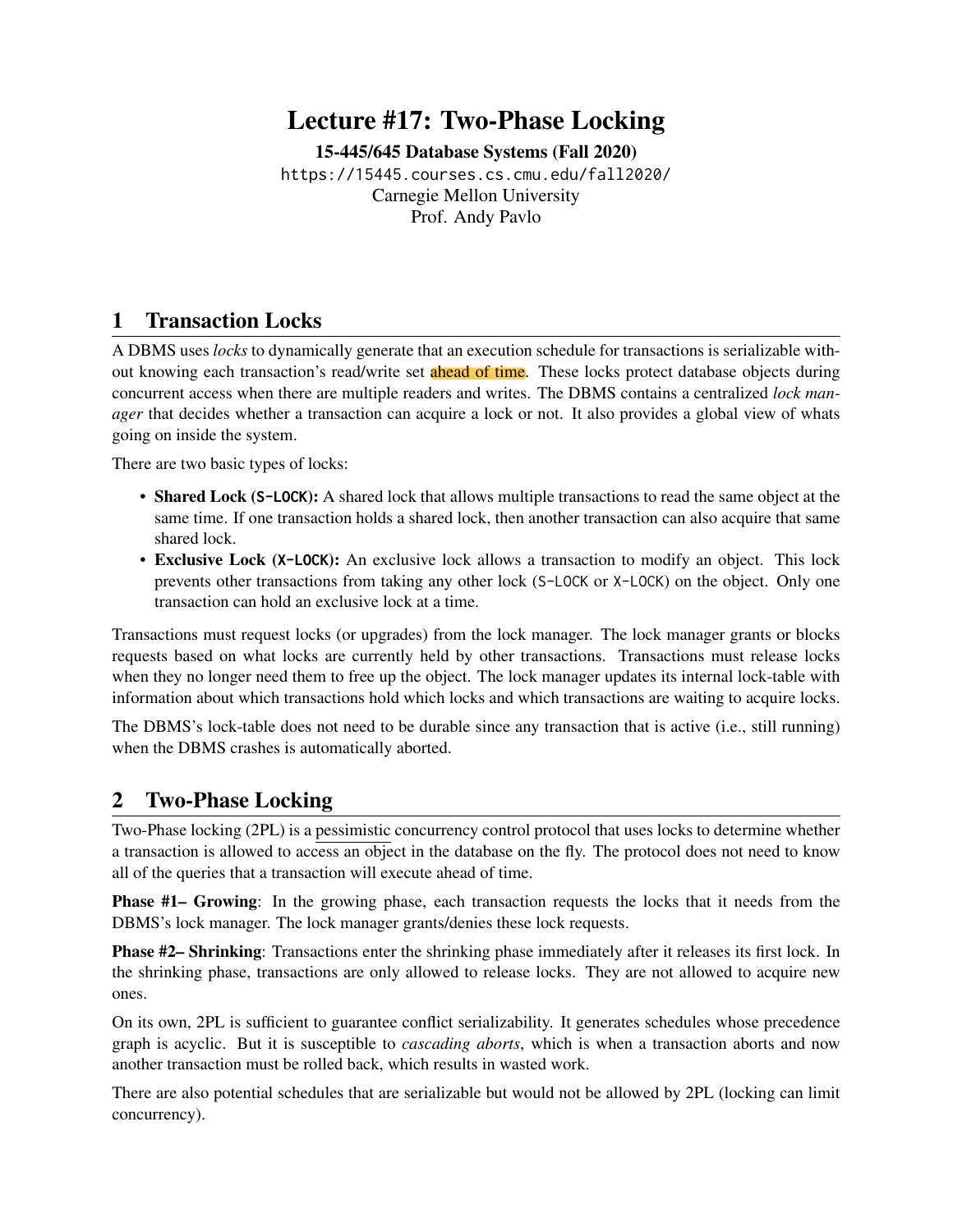# Lecture #17: Two-Phase Locking

**15-445/645 Database Systems (Fall 2020)**

https://15445.courses.cs.cmu.edu/fall2020/

Carnegie Mellon University

Prof. Andy Pavlo

## 1 Transaction Locks

A DBMS uses *locks* to dynamically generate that an execution schedule for transactions is serializable without knowing each transaction's read/write set ahead of time. These locks protect database objects during concurrent access when there are multiple readers and writes. The DBMS contains a centralized *lock manager* that decides whether a transaction can acquire a lock or not. It also provides a global view of whats going on inside the system.

There are two basic types of locks:

- **Shared Lock (S-LOCK):** A shared lock that allows multiple transactions to read the same object at the same time. If one transaction holds a shared lock, then another transaction can also acquire that same shared lock.
- **Exclusive Lock (X-LOCK):** An exclusive lock allows a transaction to modify an object. This lock prevents other transactions from taking any other lock (S-LOCK or X-LOCK) on the object. Only one transaction can hold an exclusive lock at a time.

Transactions must request locks (or upgrades) from the lock manager. The lock manager grants or blocks requests based on what locks are currently held by other transactions. Transactions must release locks when they no longer need them to free up the object. The lock manager updates its internal lock-table with information about which transactions hold which locks and which transactions are waiting to acquire locks.

The DBMS's lock-table does not need to be durable since any transaction that is active (i.e., still running) when the DBMS crashes is automatically aborted.

## 2 Two-Phase Locking

Two-Phase locking (2PL) is a pessimistic concurrency control protocol that uses locks to determine whether a transaction is allowed to access an object in the database on the fly. The protocol does not need to know all of the queries that a transaction will execute ahead of time.

**Phase #1– Growing**: In the growing phase, each transaction requests the locks that it needs from the DBMS's lock manager. The lock manager grants/denies these lock requests.

**Phase #2– Shrinking**: Transactions enter the shrinking phase immediately after it releases its first lock. In the shrinking phase, transactions are only allowed to release locks. They are not allowed to acquire new ones.

On its own, 2PL is sufficient to guarantee conflict serializability. It generates schedules whose precedence graph is acyclic. But it is susceptible to *cascading aborts*, which is when a transaction aborts and now another transaction must be rolled back, which results in wasted work.

There are also potential schedules that are serializable but would not be allowed by 2PL (locking can limit concurrency).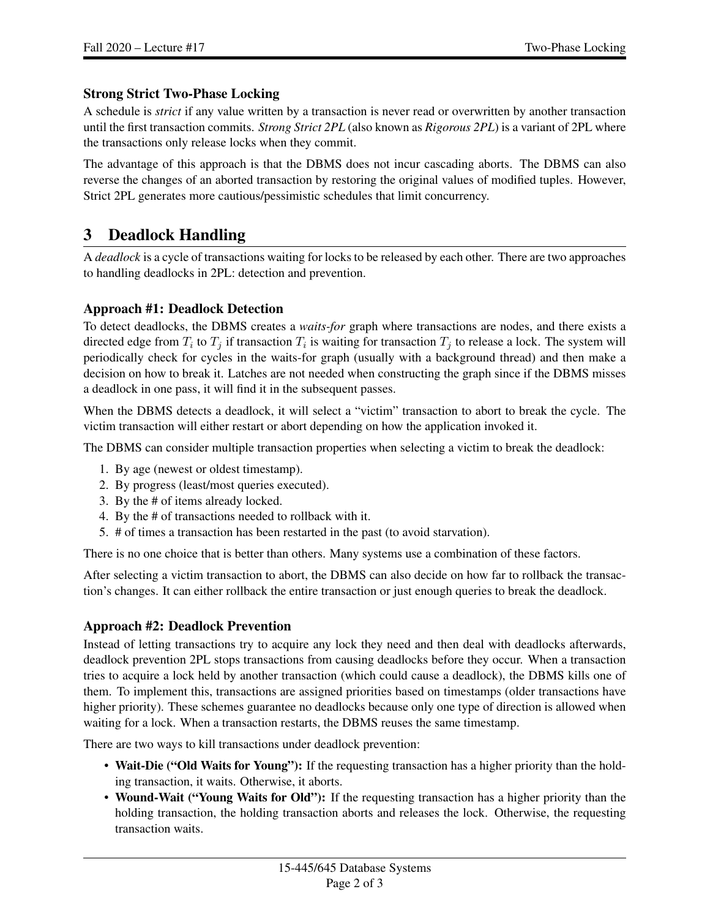### Strong Strict Two-Phase Locking

A schedule is *strict* if any value written by a transaction is never read or overwritten by another transaction until the first transaction commits. *Strong Strict 2PL* (also known as *Rigorous 2PL*) is a variant of 2PL where the transactions only release locks when they commit.

The advantage of this approach is that the DBMS does not incur cascading aborts. The DBMS can also reverse the changes of an aborted transaction by restoring the original values of modified tuples. However, Strict 2PL generates more cautious/pessimistic schedules that limit concurrency.

# 3 Deadlock Handling

A *deadlock* is a cycle of transactions waiting for locks to be released by each other. There are two approaches to handling deadlocks in 2PL: detection and prevention.

### Approach #1: Deadlock Detection

To detect deadlocks, the DBMS creates a *waits-for* graph where transactions are nodes, and there exists a directed edge from $T_i$ to $T_j$ if transaction $T_i$ is waiting for transaction $T_j$ to release a lock. The system will periodically check for cycles in the waits-for graph (usually with a background thread) and then make a decision on how to break it. Latches are not needed when constructing the graph since if the DBMS misses a deadlock in one pass, it will find it in the subsequent passes.

When the DBMS detects a deadlock, it will select a "victim" transaction to abort to break the cycle. The victim transaction will either restart or abort depending on how the application invoked it.

The DBMS can consider multiple transaction properties when selecting a victim to break the deadlock:

1. By age (newest or oldest timestamp).
2. By progress (least/most queries executed).
3. By the # of items already locked.
4. By the # of transactions needed to rollback with it.
5. # of times a transaction has been restarted in the past (to avoid starvation).

There is no one choice that is better than others. Many systems use a combination of these factors.

After selecting a victim transaction to abort, the DBMS can also decide on how far to rollback the transaction's changes. It can either rollback the entire transaction or just enough queries to break the deadlock.

### Approach #2: Deadlock Prevention

Instead of letting transactions try to acquire any lock they need and then deal with deadlocks afterwards, deadlock prevention 2PL stops transactions from causing deadlocks before they occur. When a transaction tries to acquire a lock held by another transaction (which could cause a deadlock), the DBMS kills one of them. To implement this, transactions are assigned priorities based on timestamps (older transactions have higher priority). These schemes guarantee no deadlocks because only one type of direction is allowed when waiting for a lock. When a transaction restarts, the DBMS reuses the same timestamp.

There are two ways to kill transactions under deadlock prevention:

- **Wait-Die ("Old Waits for Young"):** If the requesting transaction has a higher priority than the holding transaction, it waits. Otherwise, it aborts.
- **Wound-Wait ("Young Waits for Old"):** If the requesting transaction has a higher priority than the holding transaction, the holding transaction aborts and releases the lock. Otherwise, the requesting transaction waits.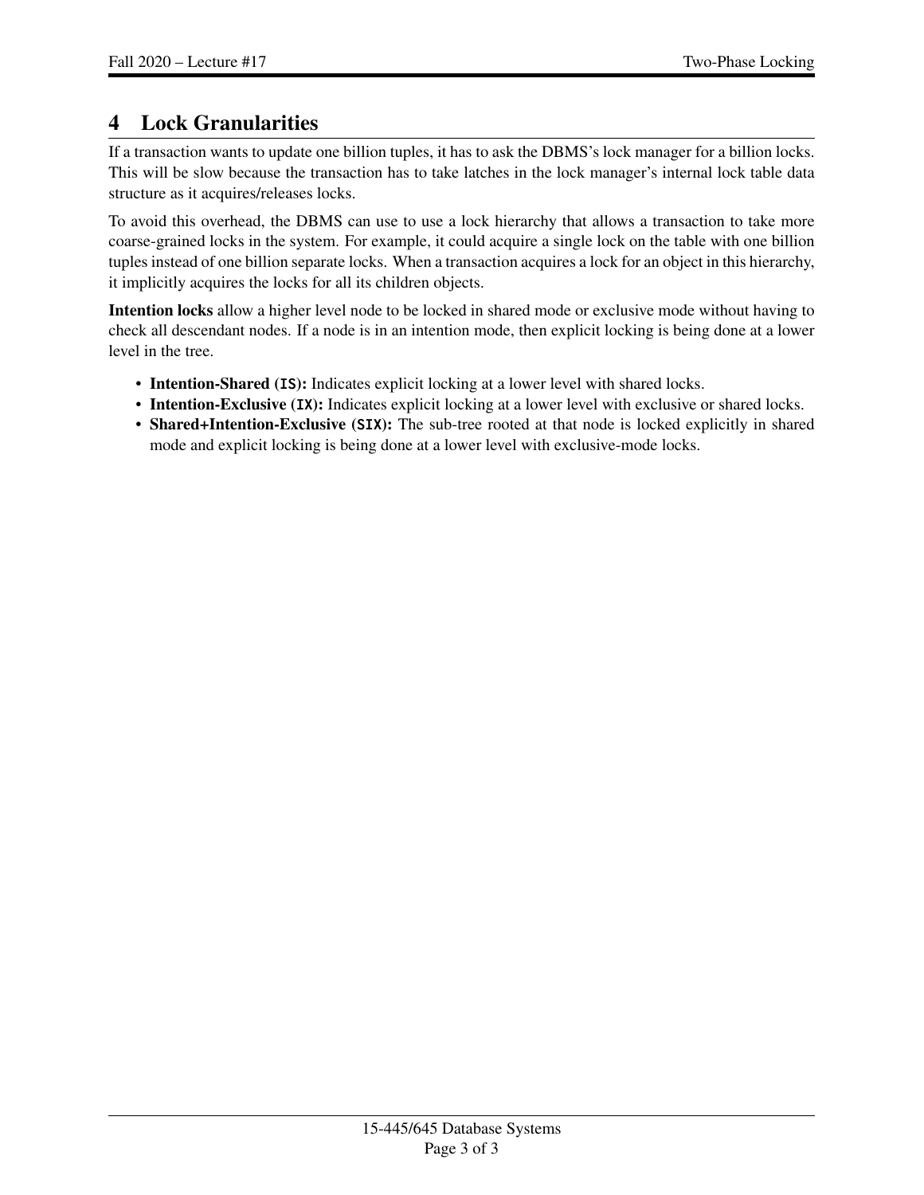# 4 Lock Granularities

If a transaction wants to update one billion tuples, it has to ask the DBMS's lock manager for a billion locks. This will be slow because the transaction has to take latches in the lock manager's internal lock table data structure as it acquires/releases locks.

To avoid this overhead, the DBMS can use to use a lock hierarchy that allows a transaction to take more coarse-grained locks in the system. For example, it could acquire a single lock on the table with one billion tuples instead of one billion separate locks. When a transaction acquires a lock for an object in this hierarchy, it implicitly acquires the locks for all its children objects.

**Intention locks** allow a higher level node to be locked in shared mode or exclusive mode without having to check all descendant nodes. If a node is in an intention mode, then explicit locking is being done at a lower level in the tree.

- **Intention-Shared (`IS`):** Indicates explicit locking at a lower level with shared locks.
- **Intention-Exclusive (`IX`):** Indicates explicit locking at a lower level with exclusive or shared locks.
- **Shared+Intention-Exclusive (`SIX`):** The sub-tree rooted at that node is locked explicitly in shared mode and explicit locking is being done at a lower level with exclusive-mode locks.